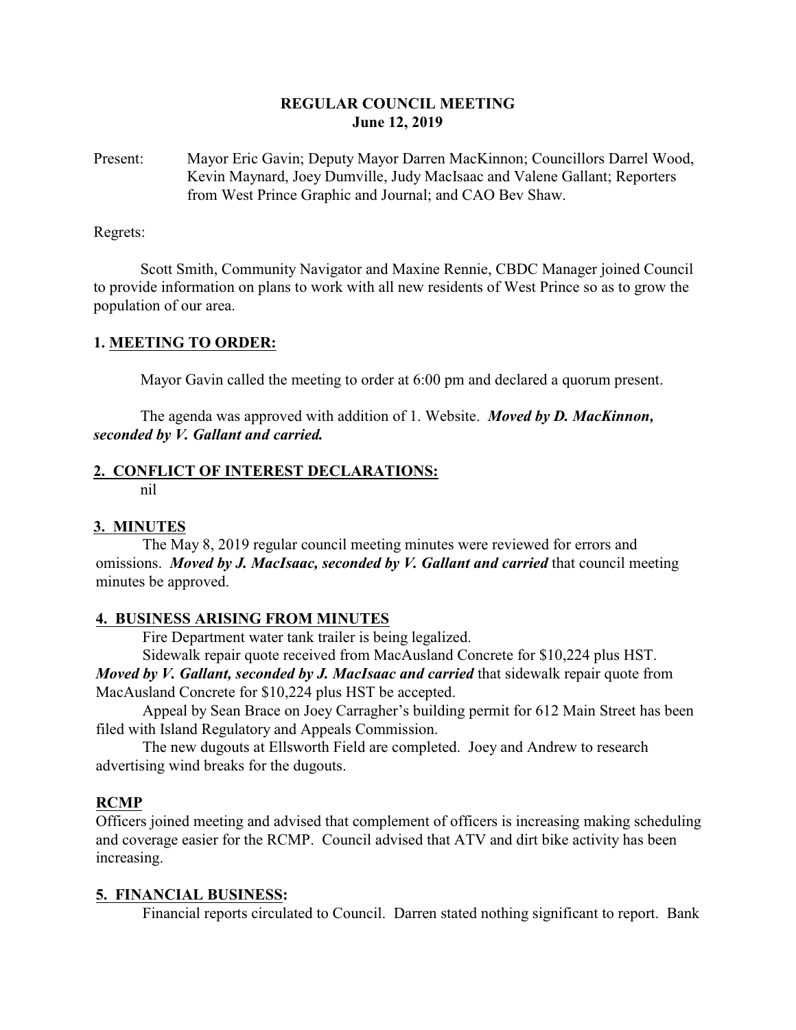# REGULAR COUNCIL MEETING
## June 12, 2019

Present: Mayor Eric Gavin; Deputy Mayor Darren MacKinnon; Councillors Darrel Wood, Kevin Maynard, Joey Dumville, Judy MacIsaac and Valene Gallant; Reporters from West Prince Graphic and Journal; and CAO Bev Shaw.

Regrets:

Scott Smith, Community Navigator and Maxine Rennie, CBDC Manager joined Council to provide information on plans to work with all new residents of West Prince so as to grow the population of our area.

### 1. MEETING TO ORDER:

Mayor Gavin called the meeting to order at 6:00 pm and declared a quorum present.

The agenda was approved with addition of 1. Website. ***Moved by D. MacKinnon, seconded by V. Gallant and carried.***

### 2. CONFLICT OF INTEREST DECLARATIONS:

nil

### 3. MINUTES

The May 8, 2019 regular council meeting minutes were reviewed for errors and omissions. ***Moved by J. MacIsaac, seconded by V. Gallant and carried*** that council meeting minutes be approved.

### 4. BUSINESS ARISING FROM MINUTES

Fire Department water tank trailer is being legalized.

Sidewalk repair quote received from MacAusland Concrete for $10,224 plus HST. ***Moved by V. Gallant, seconded by J. MacIsaac and carried*** that sidewalk repair quote from MacAusland Concrete for $10,224 plus HST be accepted.

Appeal by Sean Brace on Joey Carragher's building permit for 612 Main Street has been filed with Island Regulatory and Appeals Commission.

The new dugouts at Ellsworth Field are completed. Joey and Andrew to research advertising wind breaks for the dugouts.

### RCMP

Officers joined meeting and advised that complement of officers is increasing making scheduling and coverage easier for the RCMP. Council advised that ATV and dirt bike activity has been increasing.

### 5. FINANCIAL BUSINESS:

Financial reports circulated to Council. Darren stated nothing significant to report. Bank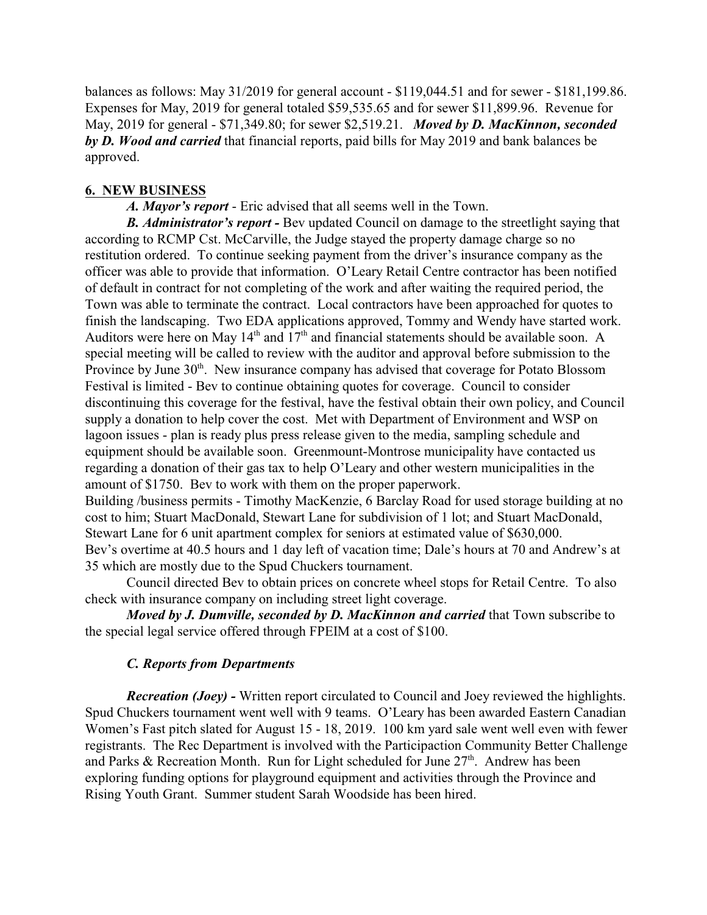balances as follows: May 31/2019 for general account - $119,044.51 and for sewer - $181,199.86. Expenses for May, 2019 for general totaled $59,535.65 and for sewer $11,899.96. Revenue for May, 2019 for general - $71,349.80; for sewer $2,519.21. ***Moved by D. MacKinnon, seconded by D. Wood and carried*** that financial reports, paid bills for May 2019 and bank balances be approved.

## 6. NEW BUSINESS

***A. Mayor's report*** - Eric advised that all seems well in the Town.

***B. Administrator's report -*** Bev updated Council on damage to the streetlight saying that according to RCMP Cst. McCarville, the Judge stayed the property damage charge so no restitution ordered. To continue seeking payment from the driver's insurance company as the officer was able to provide that information. O'Leary Retail Centre contractor has been notified of default in contract for not completing of the work and after waiting the required period, the Town was able to terminate the contract. Local contractors have been approached for quotes to finish the landscaping. Two EDA applications approved, Tommy and Wendy have started work. Auditors were here on May 14th and 17th and financial statements should be available soon. A special meeting will be called to review with the auditor and approval before submission to the Province by June 30th. New insurance company has advised that coverage for Potato Blossom Festival is limited - Bev to continue obtaining quotes for coverage. Council to consider discontinuing this coverage for the festival, have the festival obtain their own policy, and Council supply a donation to help cover the cost. Met with Department of Environment and WSP on lagoon issues - plan is ready plus press release given to the media, sampling schedule and equipment should be available soon. Greenmount-Montrose municipality have contacted us regarding a donation of their gas tax to help O'Leary and other western municipalities in the amount of $1750. Bev to work with them on the proper paperwork.

Building /business permits - Timothy MacKenzie, 6 Barclay Road for used storage building at no cost to him; Stuart MacDonald, Stewart Lane for subdivision of 1 lot; and Stuart MacDonald, Stewart Lane for 6 unit apartment complex for seniors at estimated value of $630,000.

Bev's overtime at 40.5 hours and 1 day left of vacation time; Dale's hours at 70 and Andrew's at 35 which are mostly due to the Spud Chuckers tournament.

Council directed Bev to obtain prices on concrete wheel stops for Retail Centre. To also check with insurance company on including street light coverage.

***Moved by J. Dumville, seconded by D. MacKinnon and carried*** that Town subscribe to the special legal service offered through FPEIM at a cost of $100.

***C. Reports from Departments***

***Recreation (Joey) -*** Written report circulated to Council and Joey reviewed the highlights. Spud Chuckers tournament went well with 9 teams. O'Leary has been awarded Eastern Canadian Women's Fast pitch slated for August 15 - 18, 2019. 100 km yard sale went well even with fewer registrants. The Rec Department is involved with the Participaction Community Better Challenge and Parks & Recreation Month. Run for Light scheduled for June 27th. Andrew has been exploring funding options for playground equipment and activities through the Province and Rising Youth Grant. Summer student Sarah Woodside has been hired.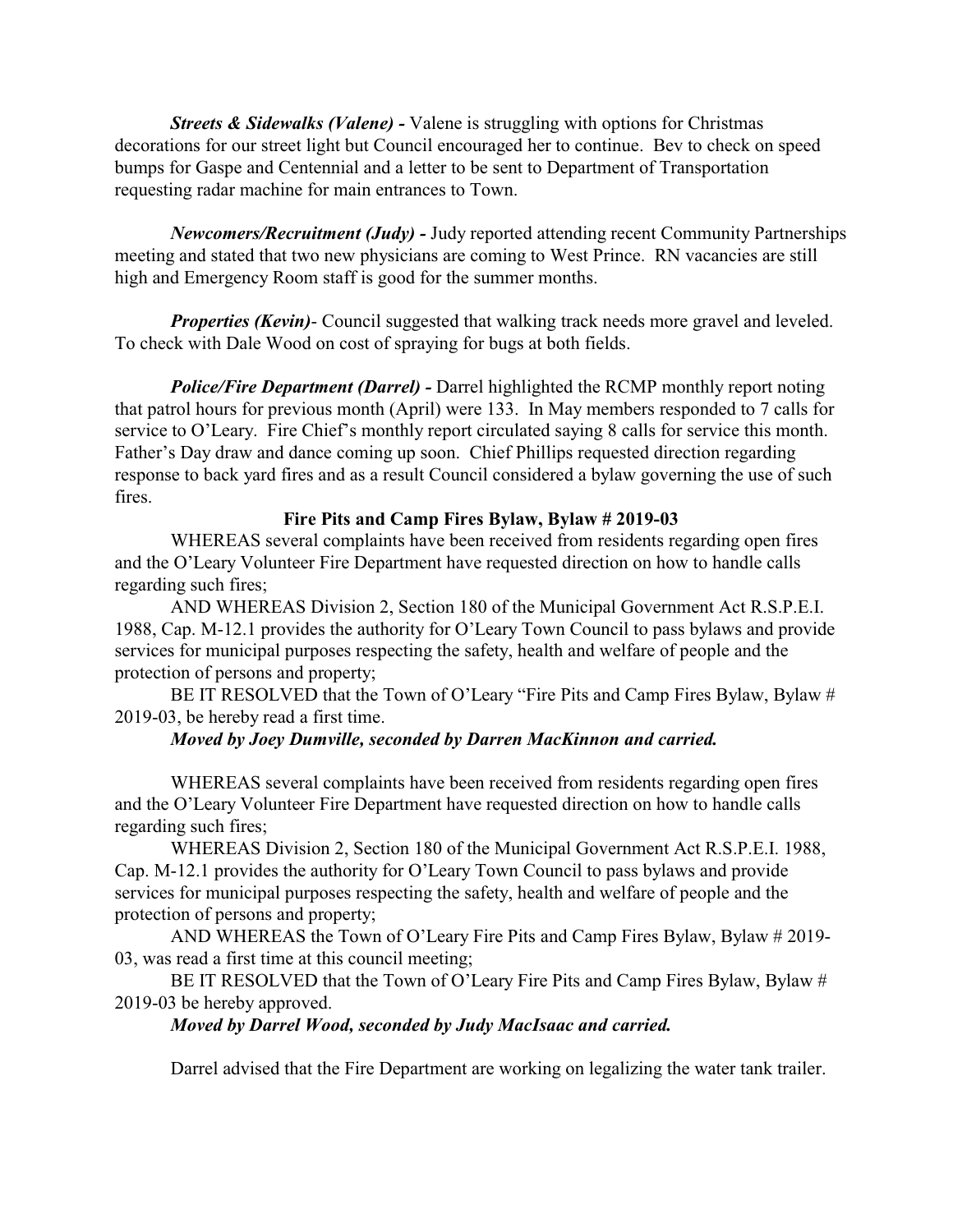***Streets & Sidewalks (Valene) -*** Valene is struggling with options for Christmas decorations for our street light but Council encouraged her to continue. Bev to check on speed bumps for Gaspe and Centennial and a letter to be sent to Department of Transportation requesting radar machine for main entrances to Town.

***Newcomers/Recruitment (Judy) -*** Judy reported attending recent Community Partnerships meeting and stated that two new physicians are coming to West Prince. RN vacancies are still high and Emergency Room staff is good for the summer months.

***Properties (Kevin)***- Council suggested that walking track needs more gravel and leveled. To check with Dale Wood on cost of spraying for bugs at both fields.

***Police/Fire Department (Darrel) -*** Darrel highlighted the RCMP monthly report noting that patrol hours for previous month (April) were 133. In May members responded to 7 calls for service to O'Leary. Fire Chief's monthly report circulated saying 8 calls for service this month. Father's Day draw and dance coming up soon. Chief Phillips requested direction regarding response to back yard fires and as a result Council considered a bylaw governing the use of such fires.

**Fire Pits and Camp Fires Bylaw, Bylaw # 2019-03**

WHEREAS several complaints have been received from residents regarding open fires and the O'Leary Volunteer Fire Department have requested direction on how to handle calls regarding such fires;

AND WHEREAS Division 2, Section 180 of the Municipal Government Act R.S.P.E.I. 1988, Cap. M-12.1 provides the authority for O'Leary Town Council to pass bylaws and provide services for municipal purposes respecting the safety, health and welfare of people and the protection of persons and property;

BE IT RESOLVED that the Town of O'Leary "Fire Pits and Camp Fires Bylaw, Bylaw # 2019-03, be hereby read a first time.

***Moved by Joey Dumville, seconded by Darren MacKinnon and carried.***

WHEREAS several complaints have been received from residents regarding open fires and the O'Leary Volunteer Fire Department have requested direction on how to handle calls regarding such fires;

WHEREAS Division 2, Section 180 of the Municipal Government Act R.S.P.E.I. 1988, Cap. M-12.1 provides the authority for O'Leary Town Council to pass bylaws and provide services for municipal purposes respecting the safety, health and welfare of people and the protection of persons and property;

AND WHEREAS the Town of O'Leary Fire Pits and Camp Fires Bylaw, Bylaw # 2019-03, was read a first time at this council meeting;

BE IT RESOLVED that the Town of O'Leary Fire Pits and Camp Fires Bylaw, Bylaw # 2019-03 be hereby approved.

***Moved by Darrel Wood, seconded by Judy MacIsaac and carried.***

Darrel advised that the Fire Department are working on legalizing the water tank trailer.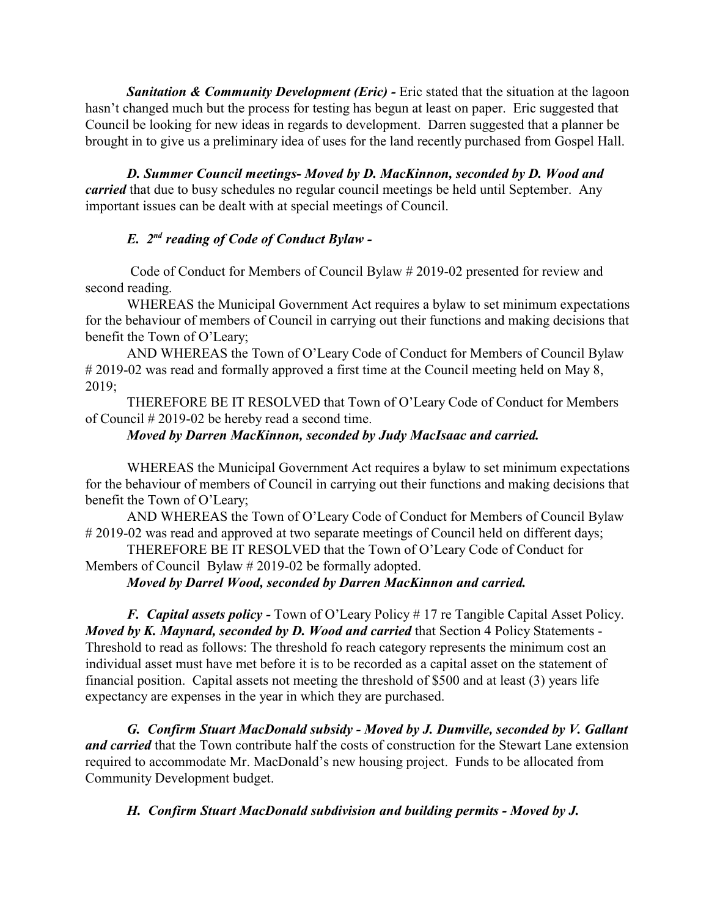***Sanitation & Community Development (Eric) -*** Eric stated that the situation at the lagoon hasn't changed much but the process for testing has begun at least on paper. Eric suggested that Council be looking for new ideas in regards to development. Darren suggested that a planner be brought in to give us a preliminary idea of uses for the land recently purchased from Gospel Hall.

***D. Summer Council meetings- Moved by D. MacKinnon, seconded by D. Wood and carried*** that due to busy schedules no regular council meetings be held until September. Any important issues can be dealt with at special meetings of Council.

***E. 2nd reading of Code of Conduct Bylaw -***

Code of Conduct for Members of Council Bylaw # 2019-02 presented for review and second reading.

WHEREAS the Municipal Government Act requires a bylaw to set minimum expectations for the behaviour of members of Council in carrying out their functions and making decisions that benefit the Town of O'Leary;

AND WHEREAS the Town of O'Leary Code of Conduct for Members of Council Bylaw # 2019-02 was read and formally approved a first time at the Council meeting held on May 8, 2019;

THEREFORE BE IT RESOLVED that Town of O'Leary Code of Conduct for Members of Council # 2019-02 be hereby read a second time.

***Moved by Darren MacKinnon, seconded by Judy MacIsaac and carried.***

WHEREAS the Municipal Government Act requires a bylaw to set minimum expectations for the behaviour of members of Council in carrying out their functions and making decisions that benefit the Town of O'Leary;

AND WHEREAS the Town of O'Leary Code of Conduct for Members of Council Bylaw # 2019-02 was read and approved at two separate meetings of Council held on different days;

THEREFORE BE IT RESOLVED that the Town of O'Leary Code of Conduct for Members of Council Bylaw # 2019-02 be formally adopted.

***Moved by Darrel Wood, seconded by Darren MacKinnon and carried.***

***F. Capital assets policy -*** Town of O'Leary Policy # 17 re Tangible Capital Asset Policy. ***Moved by K. Maynard, seconded by D. Wood and carried*** that Section 4 Policy Statements - Threshold to read as follows: The threshold fo reach category represents the minimum cost an individual asset must have met before it is to be recorded as a capital asset on the statement of financial position. Capital assets not meeting the threshold of $500 and at least (3) years life expectancy are expenses in the year in which they are purchased.

***G. Confirm Stuart MacDonald subsidy - Moved by J. Dumville, seconded by V. Gallant and carried*** that the Town contribute half the costs of construction for the Stewart Lane extension required to accommodate Mr. MacDonald's new housing project. Funds to be allocated from Community Development budget.

***H. Confirm Stuart MacDonald subdivision and building permits - Moved by J.***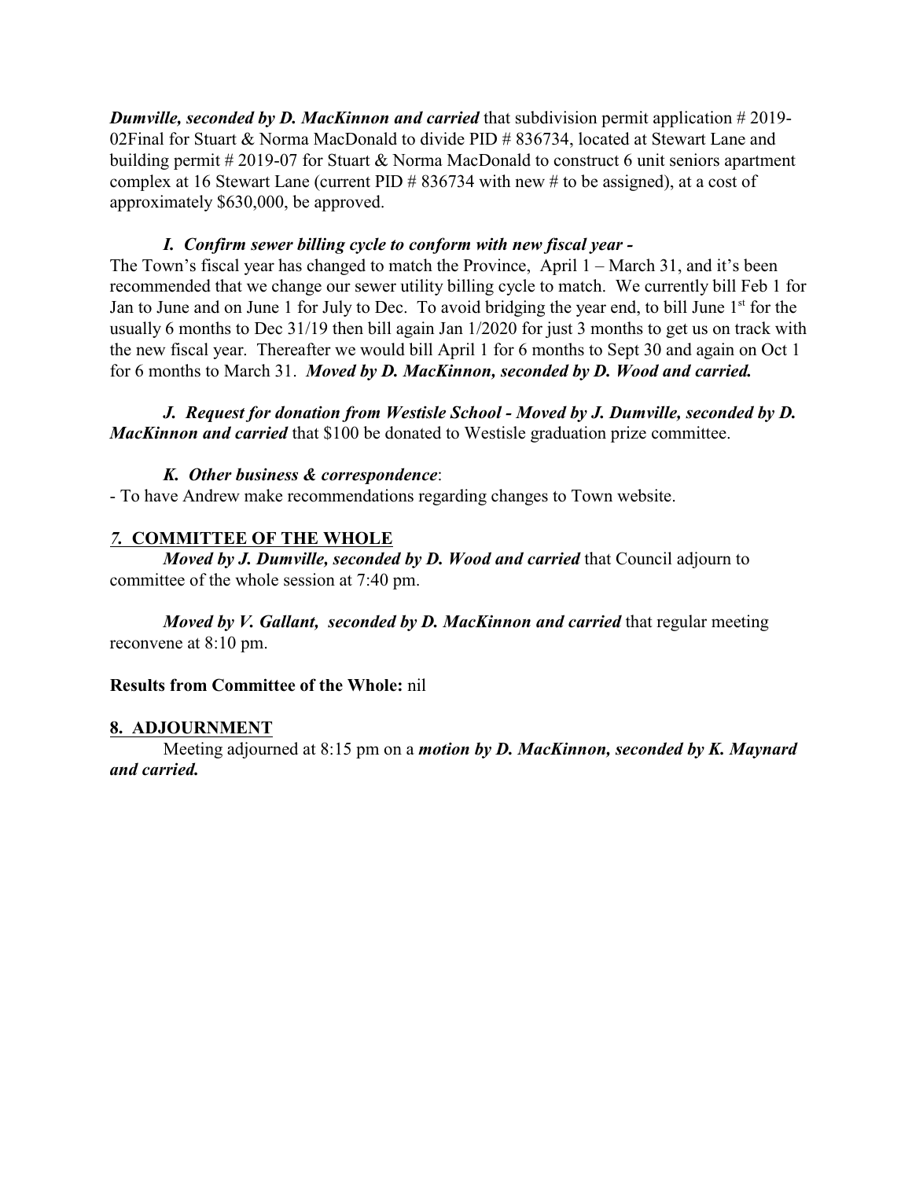***Dumville, seconded by D. MacKinnon and carried*** that subdivision permit application # 2019-02Final for Stuart & Norma MacDonald to divide PID # 836734, located at Stewart Lane and building permit # 2019-07 for Stuart & Norma MacDonald to construct 6 unit seniors apartment complex at 16 Stewart Lane (current PID # 836734 with new # to be assigned), at a cost of approximately $630,000, be approved.

***I. Confirm sewer billing cycle to conform with new fiscal year -***

The Town's fiscal year has changed to match the Province, April 1 – March 31, and it's been recommended that we change our sewer utility billing cycle to match. We currently bill Feb 1 for Jan to June and on June 1 for July to Dec. To avoid bridging the year end, to bill June 1st for the usually 6 months to Dec 31/19 then bill again Jan 1/2020 for just 3 months to get us on track with the new fiscal year. Thereafter we would bill April 1 for 6 months to Sept 30 and again on Oct 1 for 6 months to March 31. ***Moved by D. MacKinnon, seconded by D. Wood and carried.***

***J. Request for donation from Westisle School - Moved by J. Dumville, seconded by D. MacKinnon and carried*** that $100 be donated to Westisle graduation prize committee.

***K. Other business & correspondence***:

- To have Andrew make recommendations regarding changes to Town website.

## *7.* COMMITTEE OF THE WHOLE

***Moved by J. Dumville, seconded by D. Wood and carried*** that Council adjourn to committee of the whole session at 7:40 pm.

***Moved by V. Gallant, seconded by D. MacKinnon and carried*** that regular meeting reconvene at 8:10 pm.

**Results from Committee of the Whole:** nil

## 8. ADJOURNMENT

Meeting adjourned at 8:15 pm on a ***motion by D. MacKinnon, seconded by K. Maynard and carried.***